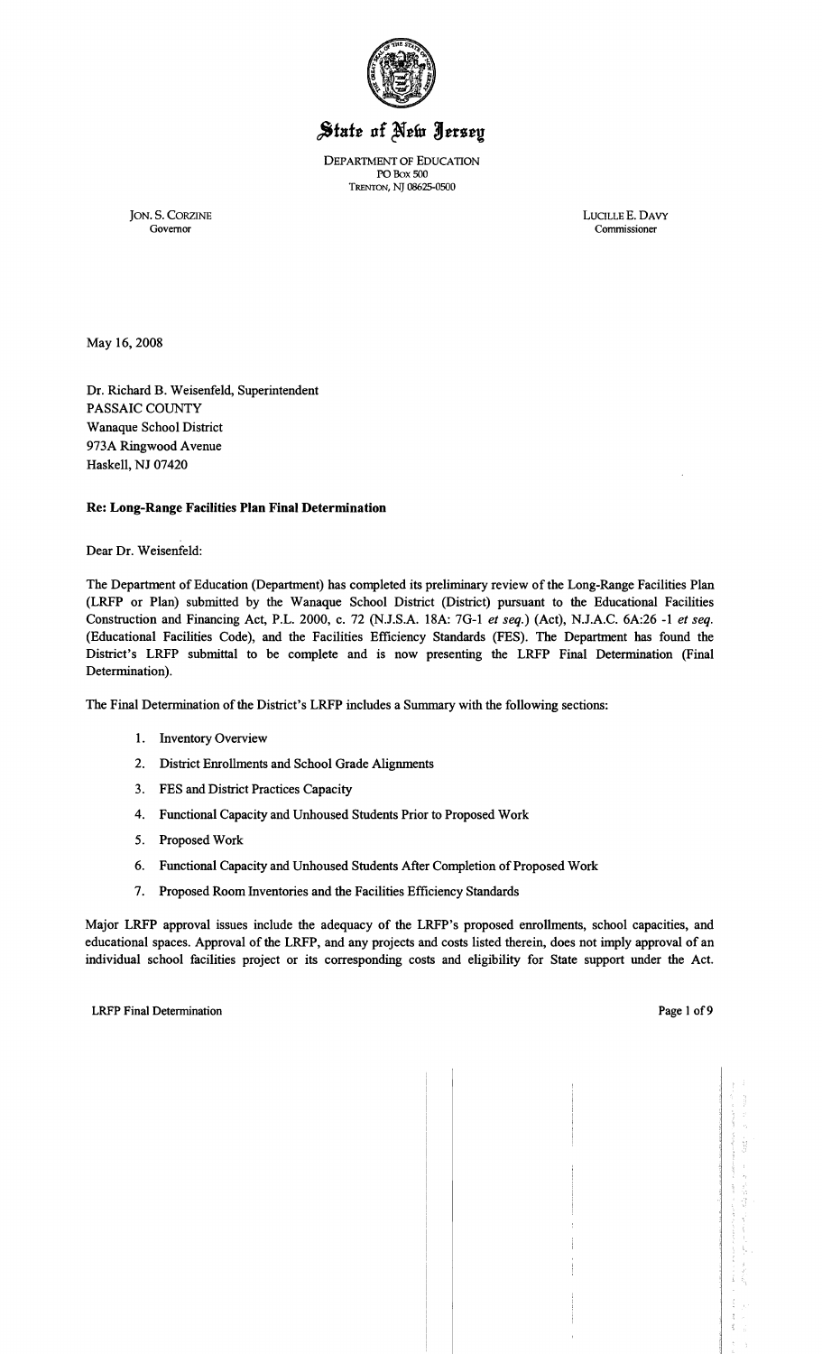# State of New Jersey

DEPARTMENT OF EDUCATION
PO Box 500
TRENTON, NJ 08625-0500

JON. S. CORZINE
Governor

LUCILLE E. DAVY
Commissioner

May 16, 2008

Dr. Richard B. Weisenfeld, Superintendent
PASSAIC COUNTY
Wanaque School District
973A Ringwood Avenue
Haskell, NJ 07420

**Re: Long-Range Facilities Plan Final Determination**

Dear Dr. Weisenfeld:

The Department of Education (Department) has completed its preliminary review of the Long-Range Facilities Plan (LRFP or Plan) submitted by the Wanaque School District (District) pursuant to the Educational Facilities Construction and Financing Act, P.L. 2000, c. 72 (N.J.S.A. 18A: 7G-1 *et seq.*) (Act), N.J.A.C. 6A:26 -1 *et seq.* (Educational Facilities Code), and the Facilities Efficiency Standards (FES). The Department has found the District's LRFP submittal to be complete and is now presenting the LRFP Final Determination (Final Determination).

The Final Determination of the District's LRFP includes a Summary with the following sections:

1. Inventory Overview
2. District Enrollments and School Grade Alignments
3. FES and District Practices Capacity
4. Functional Capacity and Unhoused Students Prior to Proposed Work
5. Proposed Work
6. Functional Capacity and Unhoused Students After Completion of Proposed Work
7. Proposed Room Inventories and the Facilities Efficiency Standards

Major LRFP approval issues include the adequacy of the LRFP's proposed enrollments, school capacities, and educational spaces. Approval of the LRFP, and any projects and costs listed therein, does not imply approval of an individual school facilities project or its corresponding costs and eligibility for State support under the Act.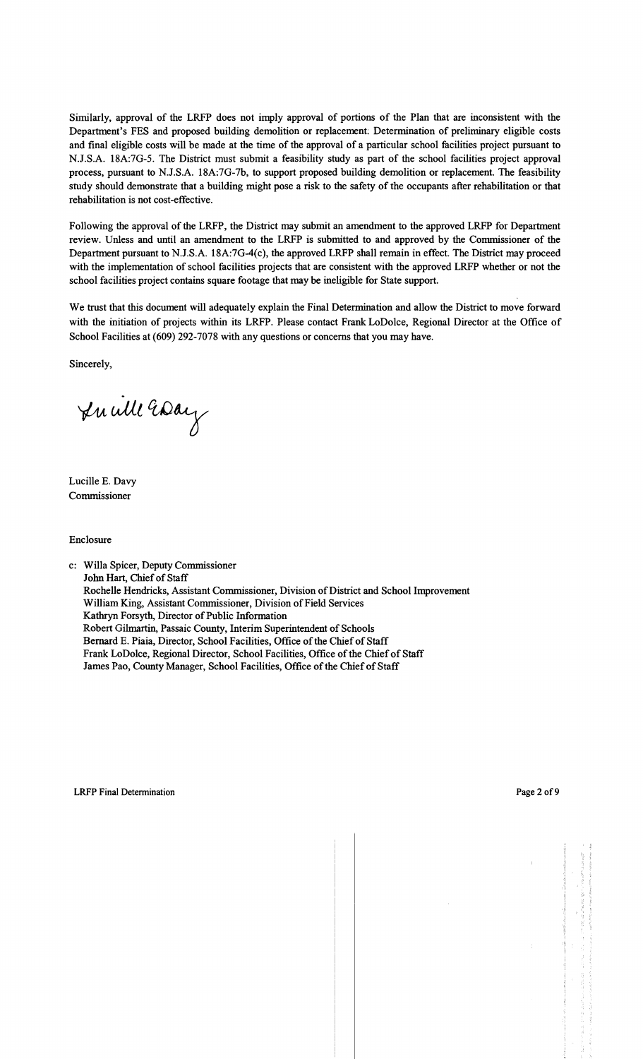Similarly, approval of the LRFP does not imply approval of portions of the Plan that are inconsistent with the Department's FES and proposed building demolition or replacement. Determination of preliminary eligible costs and final eligible costs will be made at the time of the approval of a particular school facilities project pursuant to N.J.S.A. 18A:7G-5. The District must submit a feasibility study as part of the school facilities project approval process, pursuant to N.J.S.A. 18A:7G-7b, to support proposed building demolition or replacement. The feasibility study should demonstrate that a building might pose a risk to the safety of the occupants after rehabilitation or that rehabilitation is not cost-effective.

Following the approval of the LRFP, the District may submit an amendment to the approved LRFP for Department review. Unless and until an amendment to the LRFP is submitted to and approved by the Commissioner of the Department pursuant to N.J.S.A. 18A:7G-4(c), the approved LRFP shall remain in effect. The District may proceed with the implementation of school facilities projects that are consistent with the approved LRFP whether or not the school facilities project contains square footage that may be ineligible for State support.

We trust that this document will adequately explain the Final Determination and allow the District to move forward with the initiation of projects within its LRFP. Please contact Frank LoDolce, Regional Director at the Office of School Facilities at (609) 292-7078 with any questions or concerns that you may have.

Sincerely,

Lucille E. Davy
Commissioner

Enclosure

c: Willa Spicer, Deputy Commissioner
John Hart, Chief of Staff
Rochelle Hendricks, Assistant Commissioner, Division of District and School Improvement
William King, Assistant Commissioner, Division of Field Services
Kathryn Forsyth, Director of Public Information
Robert Gilmartin, Passaic County, Interim Superintendent of Schools
Bernard E. Piaia, Director, School Facilities, Office of the Chief of Staff
Frank LoDolce, Regional Director, School Facilities, Office of the Chief of Staff
James Pao, County Manager, School Facilities, Office of the Chief of Staff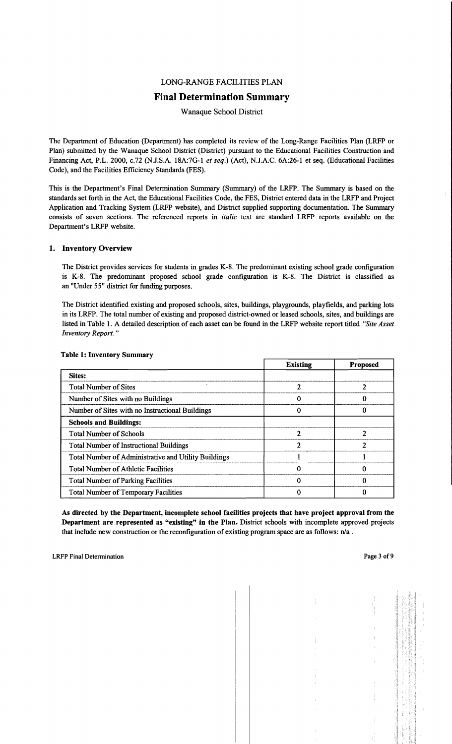LONG-RANGE FACILITIES PLAN

# Final Determination Summary

Wanaque School District

The Department of Education (Department) has completed its review of the Long-Range Facilities Plan (LRFP or Plan) submitted by the Wanaque School District (District) pursuant to the Educational Facilities Construction and Financing Act, P.L. 2000, c.72 (N.J.S.A. 18A:7G-1 *et seq.*) (Act), N.J.A.C. 6A:26-1 et seq. (Educational Facilities Code), and the Facilities Efficiency Standards (FES).

This is the Department's Final Determination Summary (Summary) of the LRFP. The Summary is based on the standards set forth in the Act, the Educational Facilities Code, the FES, District entered data in the LRFP and Project Application and Tracking System (LRFP website), and District supplied supporting documentation. The Summary consists of seven sections. The referenced reports in *italic* text are standard LRFP reports available on the Department's LRFP website.

## 1. Inventory Overview

The District provides services for students in grades K-8. The predominant existing school grade configuration is K-8. The predominant proposed school grade configuration is K-8. The District is classified as an "Under 55" district for funding purposes.

The District identified existing and proposed schools, sites, buildings, playgrounds, playfields, and parking lots in its LRFP. The total number of existing and proposed district-owned or leased schools, sites, and buildings are listed in Table 1. A detailed description of each asset can be found in the LRFP website report titled *"Site Asset Inventory Report."*

**Table 1: Inventory Summary**

| | Existing | Proposed |
|---|---|---|
| **Sites:** | | |
| Total Number of Sites | 2 | 2 |
| Number of Sites with no Buildings | 0 | 0 |
| Number of Sites with no Instructional Buildings | 0 | 0 |
| **Schools and Buildings:** | | |
| Total Number of Schools | 2 | 2 |
| Total Number of Instructional Buildings | 2 | 2 |
| Total Number of Administrative and Utility Buildings | 1 | 1 |
| Total Number of Athletic Facilities | 0 | 0 |
| Total Number of Parking Facilities | 0 | 0 |
| Total Number of Temporary Facilities | 0 | 0 |

**As directed by the Department, incomplete school facilities projects that have project approval from the Department are represented as "existing" in the Plan.** District schools with incomplete approved projects that include new construction or the reconfiguration of existing program space are as follows: n/a .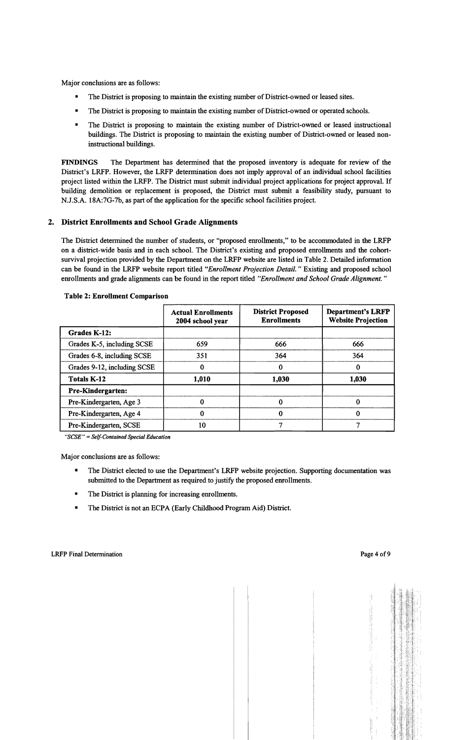Major conclusions are as follows:

- The District is proposing to maintain the existing number of District-owned or leased sites.
- The District is proposing to maintain the existing number of District-owned or operated schools.
- The District is proposing to maintain the existing number of District-owned or leased instructional buildings. The District is proposing to maintain the existing number of District-owned or leased non-instructional buildings.

**FINDINGS** The Department has determined that the proposed inventory is adequate for review of the District's LRFP. However, the LRFP determination does not imply approval of an individual school facilities project listed within the LRFP. The District must submit individual project applications for project approval. If building demolition or replacement is proposed, the District must submit a feasibility study, pursuant to N.J.S.A. 18A:7G-7b, as part of the application for the specific school facilities project.

## 2. District Enrollments and School Grade Alignments

The District determined the number of students, or "proposed enrollments," to be accommodated in the LRFP on a district-wide basis and in each school. The District's existing and proposed enrollments and the cohort-survival projection provided by the Department on the LRFP website are listed in Table 2. Detailed information can be found in the LRFP website report titled *"Enrollment Projection Detail."* Existing and proposed school enrollments and grade alignments can be found in the report titled *"Enrollment and School Grade Alignment."*

**Table 2: Enrollment Comparison**

| | Actual Enrollments 2004 school year | District Proposed Enrollments | Department's LRFP Website Projection |
|---|---|---|---|
| **Grades K-12:** | | | |
| Grades K-5, including SCSE | 659 | 666 | 666 |
| Grades 6-8, including SCSE | 351 | 364 | 364 |
| Grades 9-12, including SCSE | 0 | 0 | 0 |
| **Totals K-12** | **1,010** | **1,030** | **1,030** |
| **Pre-Kindergarten:** | | | |
| Pre-Kindergarten, Age 3 | 0 | 0 | 0 |
| Pre-Kindergarten, Age 4 | 0 | 0 | 0 |
| Pre-Kindergarten, SCSE | 10 | 7 | 7 |

*"SCSE" = Self-Contained Special Education*

Major conclusions are as follows:

- The District elected to use the Department's LRFP website projection. Supporting documentation was submitted to the Department as required to justify the proposed enrollments.
- The District is planning for increasing enrollments.
- The District is not an ECPA (Early Childhood Program Aid) District.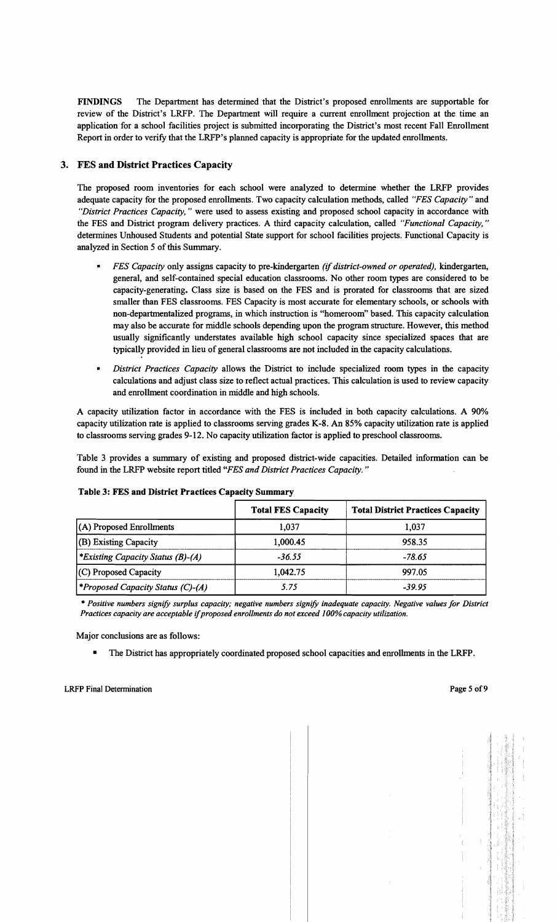**FINDINGS** The Department has determined that the District's proposed enrollments are supportable for review of the District's LRFP. The Department will require a current enrollment projection at the time an application for a school facilities project is submitted incorporating the District's most recent Fall Enrollment Report in order to verify that the LRFP's planned capacity is appropriate for the updated enrollments.

## 3. FES and District Practices Capacity

The proposed room inventories for each school were analyzed to determine whether the LRFP provides adequate capacity for the proposed enrollments. Two capacity calculation methods, called *"FES Capacity"* and *"District Practices Capacity,"* were used to assess existing and proposed school capacity in accordance with the FES and District program delivery practices. A third capacity calculation, called *"Functional Capacity,"* determines Unhoused Students and potential State support for school facilities projects. Functional Capacity is analyzed in Section 5 of this Summary.

- *FES Capacity* only assigns capacity to pre-kindergarten *(if district-owned or operated),* kindergarten, general, and self-contained special education classrooms. No other room types are considered to be capacity-generating. Class size is based on the FES and is prorated for classrooms that are sized smaller than FES classrooms. FES Capacity is most accurate for elementary schools, or schools with non-departmentalized programs, in which instruction is "homeroom" based. This capacity calculation may also be accurate for middle schools depending upon the program structure. However, this method usually significantly understates available high school capacity since specialized spaces that are typically provided in lieu of general classrooms are not included in the capacity calculations.
- *District Practices Capacity* allows the District to include specialized room types in the capacity calculations and adjust class size to reflect actual practices. This calculation is used to review capacity and enrollment coordination in middle and high schools.

A capacity utilization factor in accordance with the FES is included in both capacity calculations. A 90% capacity utilization rate is applied to classrooms serving grades K-8. An 85% capacity utilization rate is applied to classrooms serving grades 9-12. No capacity utilization factor is applied to preschool classrooms.

Table 3 provides a summary of existing and proposed district-wide capacities. Detailed information can be found in the LRFP website report titled *"FES and District Practices Capacity."*

**Table 3: FES and District Practices Capacity Summary**

| | Total FES Capacity | Total District Practices Capacity |
|---|---|---|
| (A) Proposed Enrollments | 1,037 | 1,037 |
| (B) Existing Capacity | 1,000.45 | 958.35 |
| **Existing Capacity Status (B)-(A)* | *-36.55* | *-78.65* |
| (C) Proposed Capacity | 1,042.75 | 997.05 |
| **Proposed Capacity Status (C)-(A)* | *5.75* | *-39.95* |

*\* Positive numbers signify surplus capacity; negative numbers signify inadequate capacity. Negative values for District Practices capacity are acceptable if proposed enrollments do not exceed 100% capacity utilization.*

Major conclusions are as follows:

- The District has appropriately coordinated proposed school capacities and enrollments in the LRFP.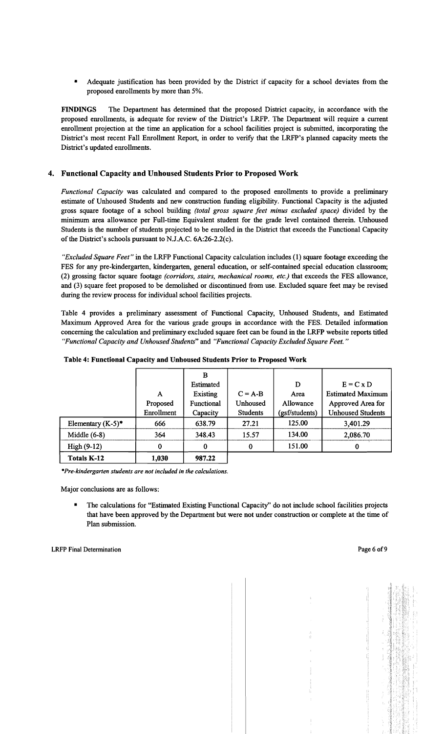- Adequate justification has been provided by the District if capacity for a school deviates from the proposed enrollments by more than 5%.

**FINDINGS** The Department has determined that the proposed District capacity, in accordance with the proposed enrollments, is adequate for review of the District's LRFP. The Department will require a current enrollment projection at the time an application for a school facilities project is submitted, incorporating the District's most recent Fall Enrollment Report, in order to verify that the LRFP's planned capacity meets the District's updated enrollments.

## 4. Functional Capacity and Unhoused Students Prior to Proposed Work

*Functional Capacity* was calculated and compared to the proposed enrollments to provide a preliminary estimate of Unhoused Students and new construction funding eligibility. Functional Capacity is the adjusted gross square footage of a school building *(total gross square feet minus excluded space)* divided by the minimum area allowance per Full-time Equivalent student for the grade level contained therein. Unhoused Students is the number of students projected to be enrolled in the District that exceeds the Functional Capacity of the District's schools pursuant to N.J.A.C. 6A:26-2.2(c).

*"Excluded Square Feet"* in the LRFP Functional Capacity calculation includes (1) square footage exceeding the FES for any pre-kindergarten, kindergarten, general education, or self-contained special education classroom; (2) grossing factor square footage *(corridors, stairs, mechanical rooms, etc.)* that exceeds the FES allowance, and (3) square feet proposed to be demolished or discontinued from use. Excluded square feet may be revised during the review process for individual school facilities projects.

Table 4 provides a preliminary assessment of Functional Capacity, Unhoused Students, and Estimated Maximum Approved Area for the various grade groups in accordance with the FES. Detailed information concerning the calculation and preliminary excluded square feet can be found in the LRFP website reports titled *"Functional Capacity and Unhoused Students"* and *"Functional Capacity Excluded Square Feet."*

**Table 4: Functional Capacity and Unhoused Students Prior to Proposed Work**

| | A Proposed Enrollment | B Estimated Existing Functional Capacity | C = A-B Unhoused Students | D Area Allowance (gsf/students) | E = C x D Estimated Maximum Approved Area for Unhoused Students |
|---|---|---|---|---|---|
| Elementary (K-5)* | 666 | 638.79 | 27.21 | 125.00 | 3,401.29 |
| Middle (6-8) | 364 | 348.43 | 15.57 | 134.00 | 2,086.70 |
| High (9-12) | 0 | 0 | 0 | 151.00 | 0 |
| **Totals K-12** | **1,030** | **987.22** | | | |

*\*Pre-kindergarten students are not included in the calculations.*

Major conclusions are as follows:

- The calculations for "Estimated Existing Functional Capacity" do not include school facilities projects that have been approved by the Department but were not under construction or complete at the time of Plan submission.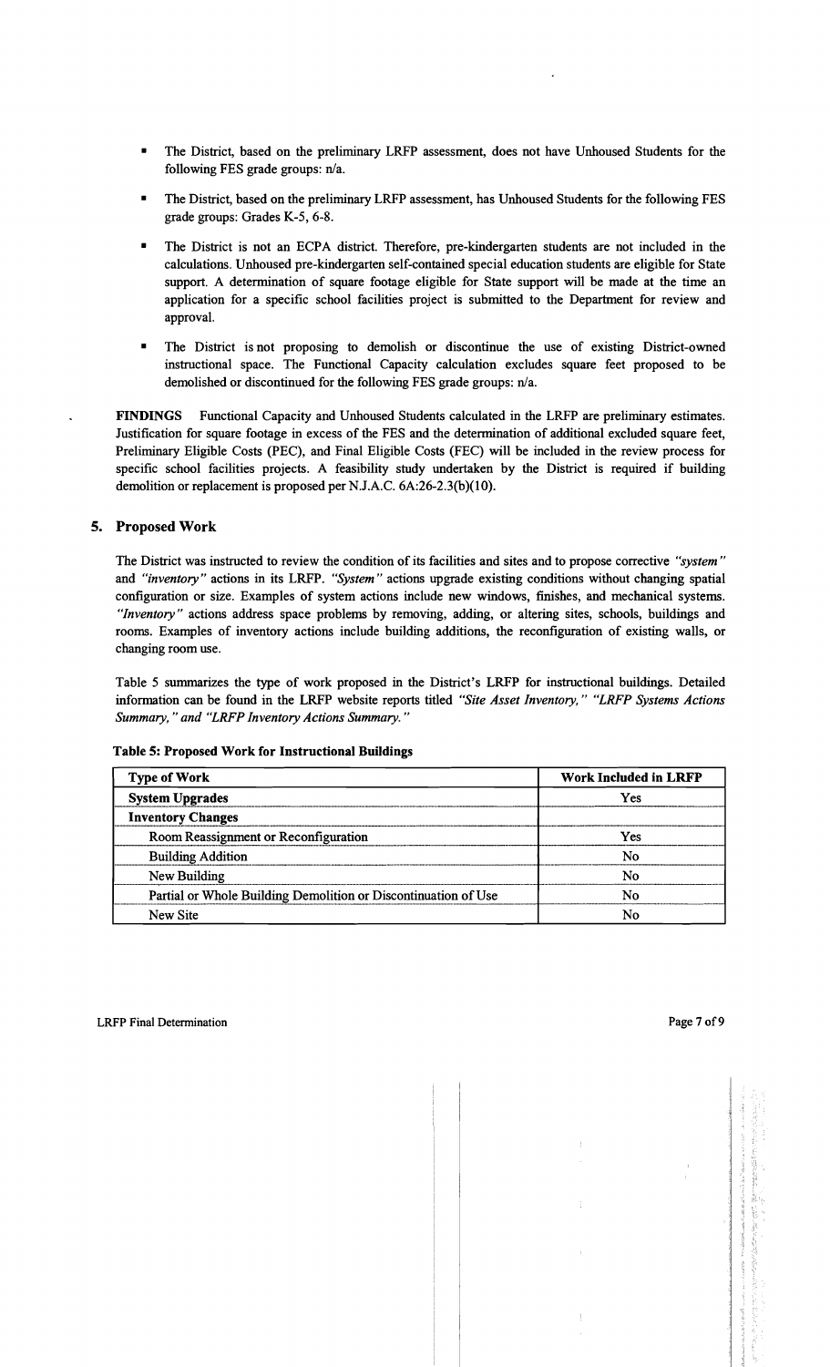- The District, based on the preliminary LRFP assessment, does not have Unhoused Students for the following FES grade groups: n/a.
- The District, based on the preliminary LRFP assessment, has Unhoused Students for the following FES grade groups: Grades K-5, 6-8.
- The District is not an ECPA district. Therefore, pre-kindergarten students are not included in the calculations. Unhoused pre-kindergarten self-contained special education students are eligible for State support. A determination of square footage eligible for State support will be made at the time an application for a specific school facilities project is submitted to the Department for review and approval.
- The District is not proposing to demolish or discontinue the use of existing District-owned instructional space. The Functional Capacity calculation excludes square feet proposed to be demolished or discontinued for the following FES grade groups: n/a.

**FINDINGS** Functional Capacity and Unhoused Students calculated in the LRFP are preliminary estimates. Justification for square footage in excess of the FES and the determination of additional excluded square feet, Preliminary Eligible Costs (PEC), and Final Eligible Costs (FEC) will be included in the review process for specific school facilities projects. A feasibility study undertaken by the District is required if building demolition or replacement is proposed per N.J.A.C. 6A:26-2.3(b)(10).

## 5. Proposed Work

The District was instructed to review the condition of its facilities and sites and to propose corrective *"system"* and *"inventory"* actions in its LRFP. *"System"* actions upgrade existing conditions without changing spatial configuration or size. Examples of system actions include new windows, finishes, and mechanical systems. *"Inventory"* actions address space problems by removing, adding, or altering sites, schools, buildings and rooms. Examples of inventory actions include building additions, the reconfiguration of existing walls, or changing room use.

Table 5 summarizes the type of work proposed in the District's LRFP for instructional buildings. Detailed information can be found in the LRFP website reports titled *"Site Asset Inventory," "LRFP Systems Actions Summary," and "LRFP Inventory Actions Summary."*

**Table 5: Proposed Work for Instructional Buildings**

| Type of Work | Work Included in LRFP |
|---|---|
| **System Upgrades** | Yes |
| **Inventory Changes** | |
| Room Reassignment or Reconfiguration | Yes |
| Building Addition | No |
| New Building | No |
| Partial or Whole Building Demolition or Discontinuation of Use | No |
| New Site | No |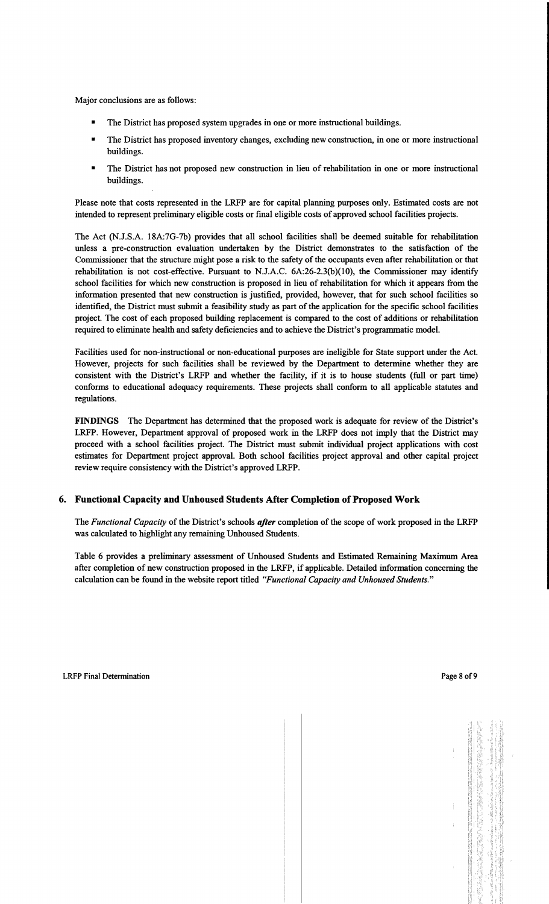Major conclusions are as follows:

- The District has proposed system upgrades in one or more instructional buildings.
- The District has proposed inventory changes, excluding new construction, in one or more instructional buildings.
- The District has not proposed new construction in lieu of rehabilitation in one or more instructional buildings.

Please note that costs represented in the LRFP are for capital planning purposes only. Estimated costs are not intended to represent preliminary eligible costs or final eligible costs of approved school facilities projects.

The Act (N.J.S.A. 18A:7G-7b) provides that all school facilities shall be deemed suitable for rehabilitation unless a pre-construction evaluation undertaken by the District demonstrates to the satisfaction of the Commissioner that the structure might pose a risk to the safety of the occupants even after rehabilitation or that rehabilitation is not cost-effective. Pursuant to N.J.A.C. 6A:26-2.3(b)(10), the Commissioner may identify school facilities for which new construction is proposed in lieu of rehabilitation for which it appears from the information presented that new construction is justified, provided, however, that for such school facilities so identified, the District must submit a feasibility study as part of the application for the specific school facilities project. The cost of each proposed building replacement is compared to the cost of additions or rehabilitation required to eliminate health and safety deficiencies and to achieve the District's programmatic model.

Facilities used for non-instructional or non-educational purposes are ineligible for State support under the Act. However, projects for such facilities shall be reviewed by the Department to determine whether they are consistent with the District's LRFP and whether the facility, if it is to house students (full or part time) conforms to educational adequacy requirements. These projects shall conform to all applicable statutes and regulations.

**FINDINGS** The Department has determined that the proposed work is adequate for review of the District's LRFP. However, Department approval of proposed work in the LRFP does not imply that the District may proceed with a school facilities project. The District must submit individual project applications with cost estimates for Department project approval. Both school facilities project approval and other capital project review require consistency with the District's approved LRFP.

## 6. Functional Capacity and Unhoused Students After Completion of Proposed Work

The *Functional Capacity* of the District's schools ***after*** completion of the scope of work proposed in the LRFP was calculated to highlight any remaining Unhoused Students.

Table 6 provides a preliminary assessment of Unhoused Students and Estimated Remaining Maximum Area after completion of new construction proposed in the LRFP, if applicable. Detailed information concerning the calculation can be found in the website report titled *"Functional Capacity and Unhoused Students."*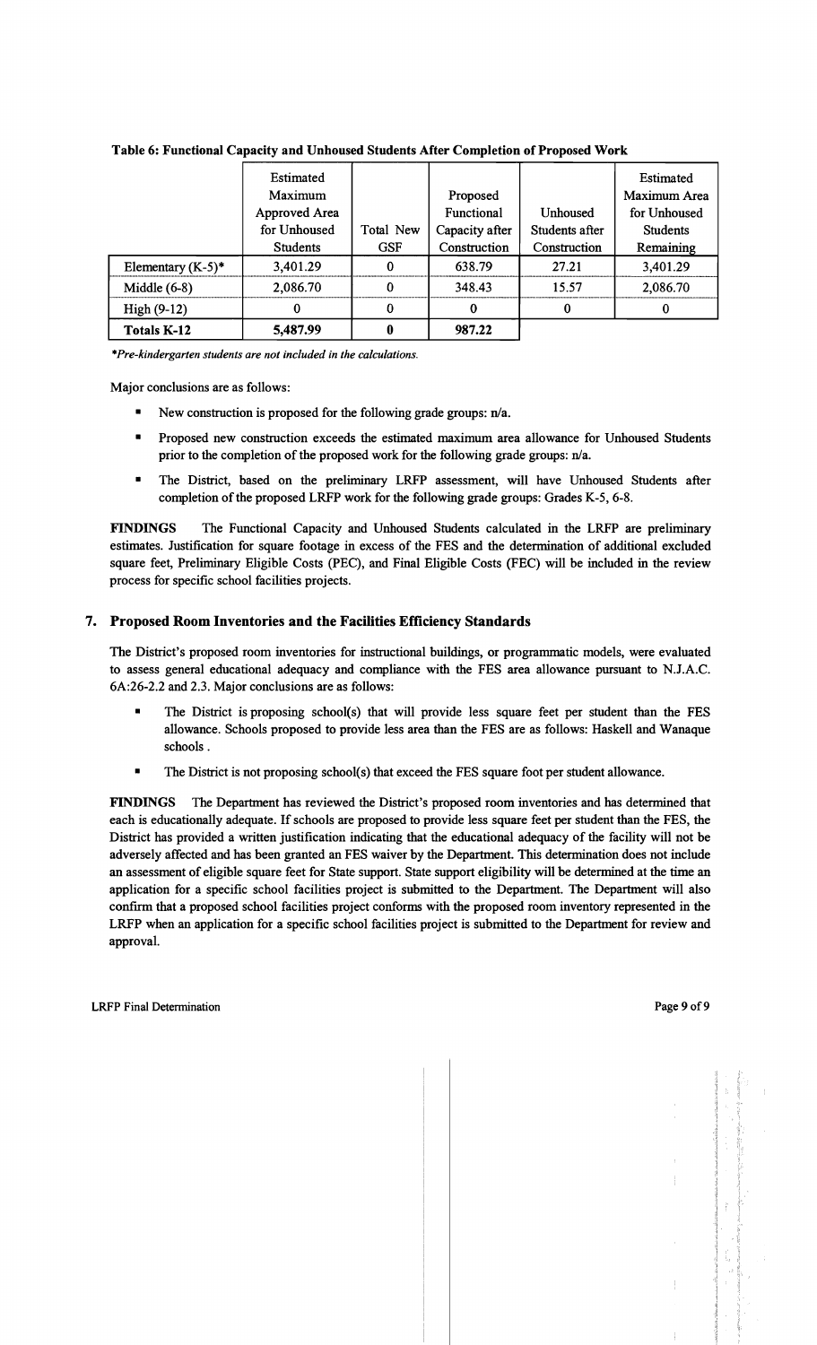**Table 6: Functional Capacity and Unhoused Students After Completion of Proposed Work**

| | Estimated Maximum Approved Area for Unhoused Students | Total New GSF | Proposed Functional Capacity after Construction | Unhoused Students after Construction | Estimated Maximum Area for Unhoused Students Remaining |
|---|---|---|---|---|---|
| Elementary (K-5)* | 3,401.29 | 0 | 638.79 | 27.21 | 3,401.29 |
| Middle (6-8) | 2,086.70 | 0 | 348.43 | 15.57 | 2,086.70 |
| High (9-12) | 0 | 0 | 0 | 0 | 0 |
| **Totals K-12** | **5,487.99** | **0** | **987.22** | | |

*\*Pre-kindergarten students are not included in the calculations.*

Major conclusions are as follows:

- New construction is proposed for the following grade groups: n/a.
- Proposed new construction exceeds the estimated maximum area allowance for Unhoused Students prior to the completion of the proposed work for the following grade groups: n/a.
- The District, based on the preliminary LRFP assessment, will have Unhoused Students after completion of the proposed LRFP work for the following grade groups: Grades K-5, 6-8.

**FINDINGS** The Functional Capacity and Unhoused Students calculated in the LRFP are preliminary estimates. Justification for square footage in excess of the FES and the determination of additional excluded square feet, Preliminary Eligible Costs (PEC), and Final Eligible Costs (FEC) will be included in the review process for specific school facilities projects.

### 7. Proposed Room Inventories and the Facilities Efficiency Standards

The District's proposed room inventories for instructional buildings, or programmatic models, were evaluated to assess general educational adequacy and compliance with the FES area allowance pursuant to N.J.A.C. 6A:26-2.2 and 2.3. Major conclusions are as follows:

- The District is proposing school(s) that will provide less square feet per student than the FES allowance. Schools proposed to provide less area than the FES are as follows: Haskell and Wanaque schools .
- The District is not proposing school(s) that exceed the FES square foot per student allowance.

**FINDINGS** The Department has reviewed the District's proposed room inventories and has determined that each is educationally adequate. If schools are proposed to provide less square feet per student than the FES, the District has provided a written justification indicating that the educational adequacy of the facility will not be adversely affected and has been granted an FES waiver by the Department. This determination does not include an assessment of eligible square feet for State support. State support eligibility will be determined at the time an application for a specific school facilities project is submitted to the Department. The Department will also confirm that a proposed school facilities project conforms with the proposed room inventory represented in the LRFP when an application for a specific school facilities project is submitted to the Department for review and approval.